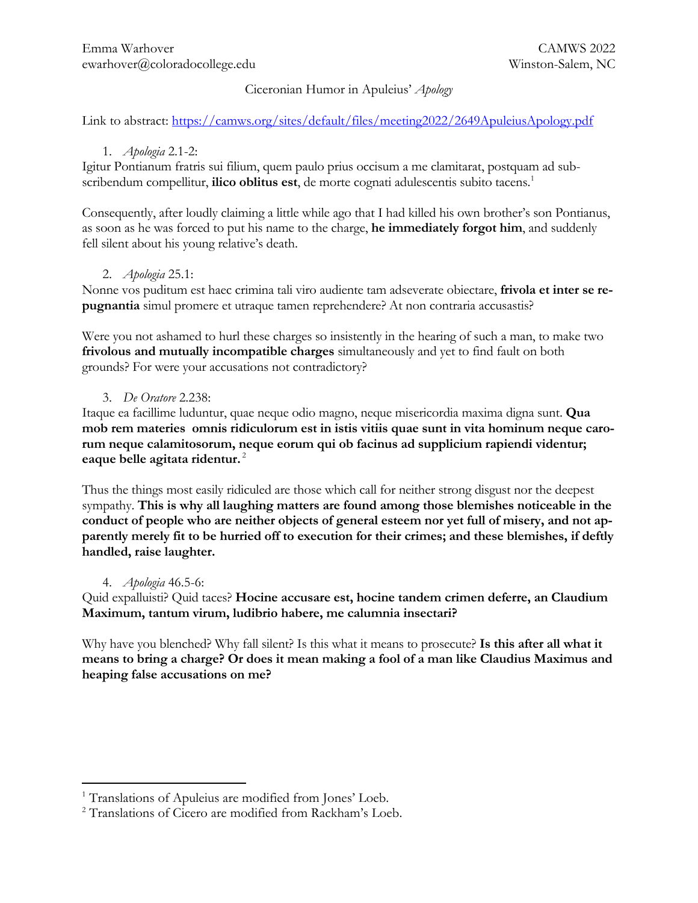Emma Warhover
ewarhover@coloradocollege.edu

CAMWS 2022
Winston-Salem, NC

Ciceronian Humor in Apuleius' *Apology*

Link to abstract: [https://camws.org/sites/default/files/meeting2022/2649ApuleiusApology.pdf](https://camws.org/sites/default/files/meeting2022/2649ApuleiusApology.pdf)

1. *Apologia* 2.1-2:

Igitur Pontianum fratris sui filium, quem paulo prius occisum a me clamitarat, postquam ad subscribendum compellitur, **ilico oblitus est**, de morte cognati adulescentis subito tacens.[1]

Consequently, after loudly claiming a little while ago that I had killed his own brother's son Pontianus, as soon as he was forced to put his name to the charge, **he immediately forgot him**, and suddenly fell silent about his young relative's death.

2. *Apologia* 25.1:

Nonne vos puditum est haec crimina tali viro audiente tam adseverate obiectare, **frivola et inter se repugnantia** simul promere et utraque tamen reprehendere? At non contraria accusastis?

Were you not ashamed to hurl these charges so insistently in the hearing of such a man, to make two **frivolous and mutually incompatible charges** simultaneously and yet to find fault on both grounds? For were your accusations not contradictory?

3. *De Oratore* 2.238:

Itaque ea facillime luduntur, quae neque odio magno, neque misericordia maxima digna sunt. **Qua mob rem materies omnis ridiculorum est in istis vitiis quae sunt in vita hominum neque carorum neque calamitosorum, neque eorum qui ob facinus ad supplicium rapiendi videntur; eaque belle agitata ridentur.**[2]

Thus the things most easily ridiculed are those which call for neither strong disgust nor the deepest sympathy. **This is why all laughing matters are found among those blemishes noticeable in the conduct of people who are neither objects of general esteem nor yet full of misery, and not apparently merely fit to be hurried off to execution for their crimes; and these blemishes, if deftly handled, raise laughter.**

4. *Apologia* 46.5-6:

Quid expalluisti? Quid taces? **Hocine accusare est, hocine tandem crimen deferre, an Claudium Maximum, tantum virum, ludibrio habere, me calumnia insectari?**

Why have you blenched? Why fall silent? Is this what it means to prosecute? **Is this after all what it means to bring a charge? Or does it mean making a fool of a man like Claudius Maximus and heaping false accusations on me?**

[1] Translations of Apuleius are modified from Jones' Loeb.

[2] Translations of Cicero are modified from Rackham's Loeb.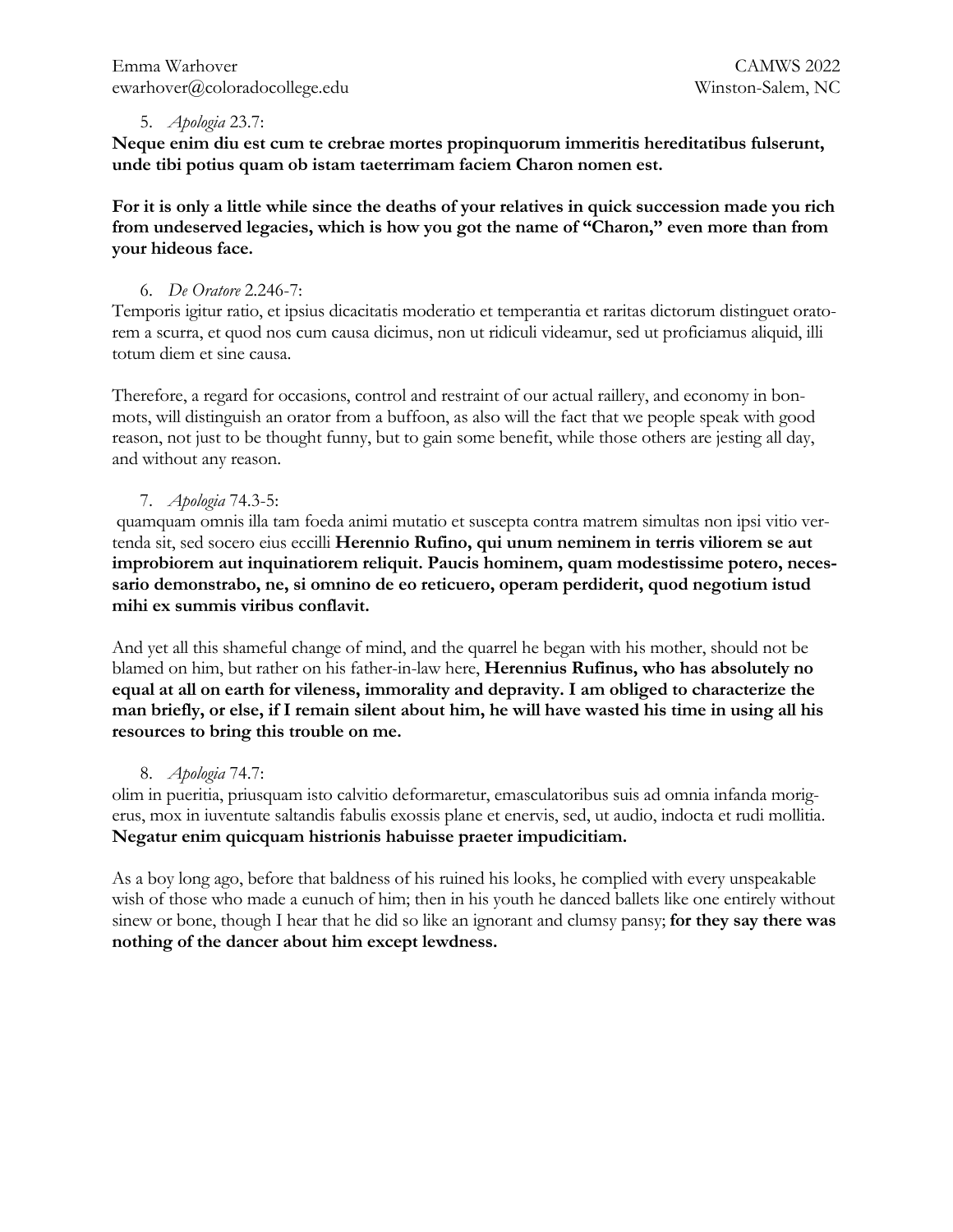5. *Apologia* 23.7:

**Neque enim diu est cum te crebrae mortes propinquorum immeritis hereditatibus fulserunt, unde tibi potius quam ob istam taeterrimam faciem Charon nomen est.**

**For it is only a little while since the deaths of your relatives in quick succession made you rich from undeserved legacies, which is how you got the name of "Charon," even more than from your hideous face.**

6. *De Oratore* 2.246-7:

Temporis igitur ratio, et ipsius dicacitatis moderatio et temperantia et raritas dictorum distinguet oratorem a scurra, et quod nos cum causa dicimus, non ut ridiculi videamur, sed ut proficiamus aliquid, illi totum diem et sine causa.

Therefore, a regard for occasions, control and restraint of our actual raillery, and economy in bon-mots, will distinguish an orator from a buffoon, as also will the fact that we people speak with good reason, not just to be thought funny, but to gain some benefit, while those others are jesting all day, and without any reason.

7. *Apologia* 74.3-5:

quamquam omnis illa tam foeda animi mutatio et suscepta contra matrem simultas non ipsi vitio vertenda sit, sed socero eius eccilli **Herennio Rufino, qui unum neminem in terris viliorem se aut improbiorem aut inquinatiorem reliquit. Paucis hominem, quam modestissime potero, necessario demonstrabo, ne, si omnino de eo reticuero, operam perdiderit, quod negotium istud mihi ex summis viribus conflavit.**

And yet all this shameful change of mind, and the quarrel he began with his mother, should not be blamed on him, but rather on his father-in-law here, **Herennius Rufinus, who has absolutely no equal at all on earth for vileness, immorality and depravity. I am obliged to characterize the man briefly, or else, if I remain silent about him, he will have wasted his time in using all his resources to bring this trouble on me.**

8. *Apologia* 74.7:

olim in pueritia, priusquam isto calvitio deformaretur, emasculatoribus suis ad omnia infanda morigerus, mox in iuventute saltandis fabulis exossis plane et enervis, sed, ut audio, indocta et rudi mollitia. **Negatur enim quicquam histrionis habuisse praeter impudicitiam.**

As a boy long ago, before that baldness of his ruined his looks, he complied with every unspeakable wish of those who made a eunuch of him; then in his youth he danced ballets like one entirely without sinew or bone, though I hear that he did so like an ignorant and clumsy pansy; **for they say there was nothing of the dancer about him except lewdness.**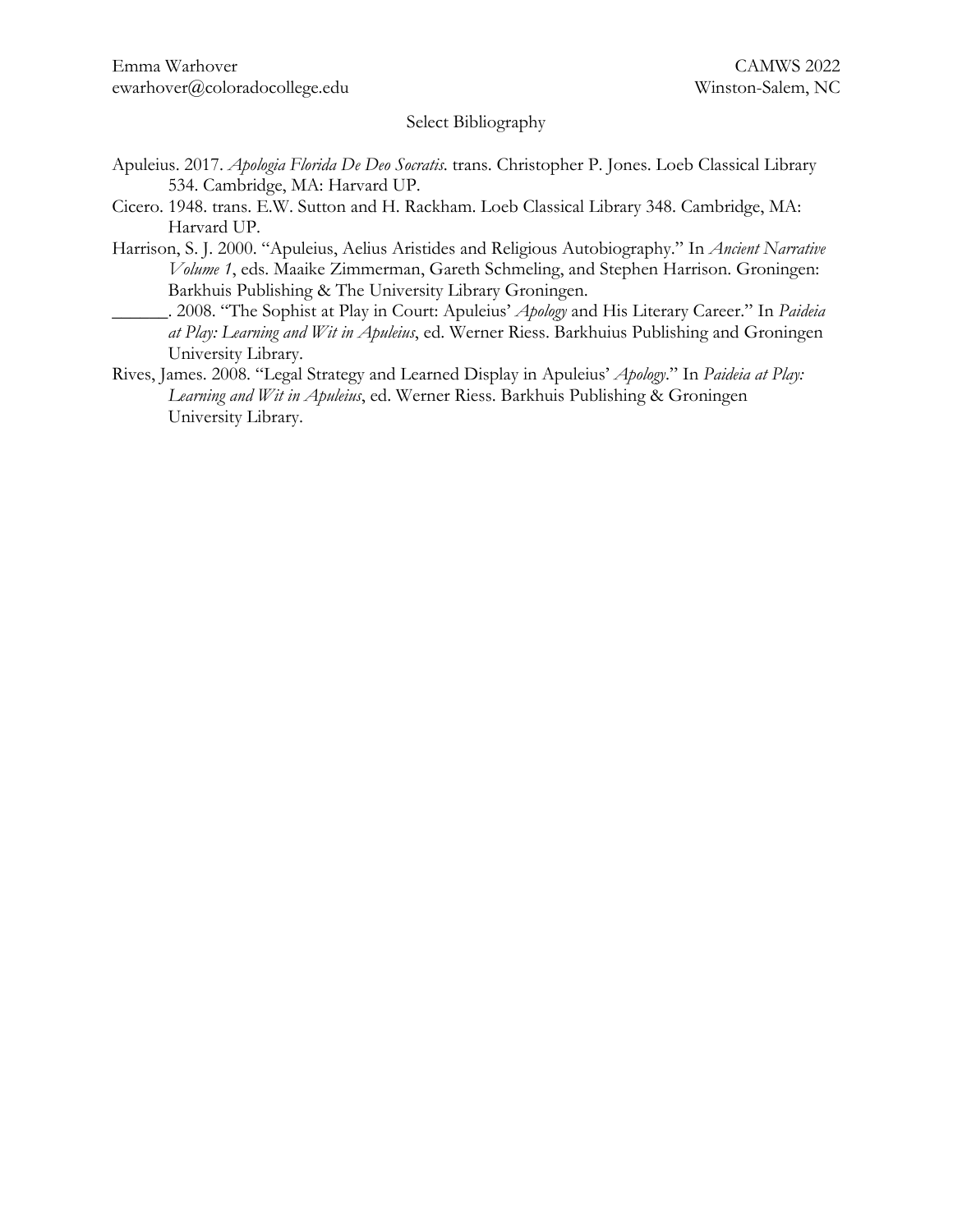Emma Warhover
ewarhover@coloradocollege.edu

CAMWS 2022
Winston-Salem, NC

## Select Bibliography

Apuleius. 2017. *Apologia Florida De Deo Socratis.* trans. Christopher P. Jones. Loeb Classical Library 534. Cambridge, MA: Harvard UP.

Cicero. 1948. trans. E.W. Sutton and H. Rackham. Loeb Classical Library 348. Cambridge, MA: Harvard UP.

Harrison, S. J. 2000. "Apuleius, Aelius Aristides and Religious Autobiography." In *Ancient Narrative Volume 1*, eds. Maaike Zimmerman, Gareth Schmeling, and Stephen Harrison. Groningen: Barkhuis Publishing & The University Library Groningen.

______. 2008. "The Sophist at Play in Court: Apuleius' *Apology* and His Literary Career." In *Paideia at Play: Learning and Wit in Apuleius*, ed. Werner Riess. Barkhuius Publishing and Groningen University Library.

Rives, James. 2008. "Legal Strategy and Learned Display in Apuleius' *Apology*." In *Paideia at Play: Learning and Wit in Apuleius*, ed. Werner Riess. Barkhuis Publishing & Groningen University Library.